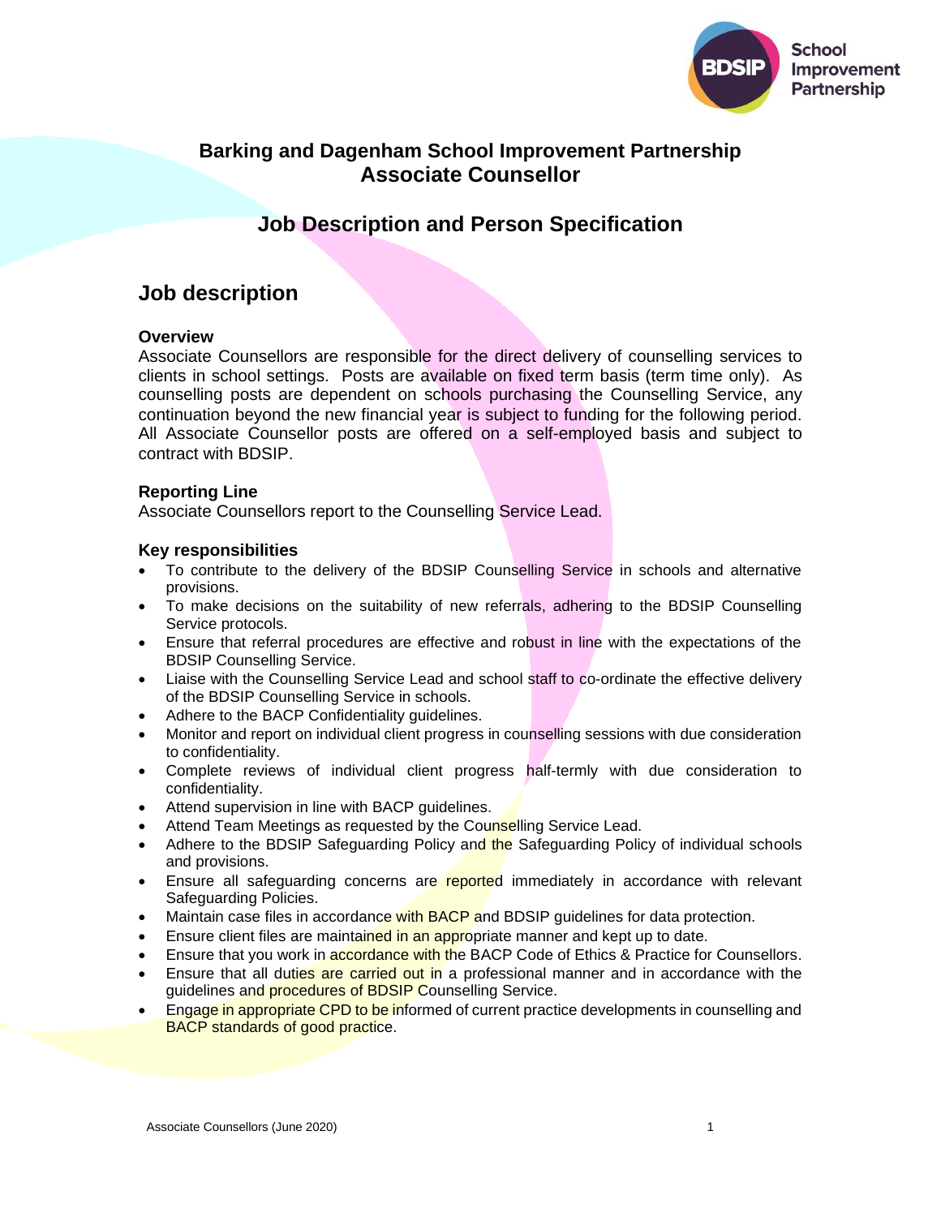# Barking and Dagenham School Improvement Partnership
# Associate Counsellor

## Job Description and Person Specification

## Job description

### Overview

Associate Counsellors are responsible for the direct delivery of counselling services to clients in school settings. Posts are available on fixed term basis (term time only). As counselling posts are dependent on schools purchasing the Counselling Service, any continuation beyond the new financial year is subject to funding for the following period. All Associate Counsellor posts are offered on a self-employed basis and subject to contract with BDSIP.

### Reporting Line

Associate Counsellors report to the Counselling Service Lead.

### Key responsibilities

- To contribute to the delivery of the BDSIP Counselling Service in schools and alternative provisions.
- To make decisions on the suitability of new referrals, adhering to the BDSIP Counselling Service protocols.
- Ensure that referral procedures are effective and robust in line with the expectations of the BDSIP Counselling Service.
- Liaise with the Counselling Service Lead and school staff to co-ordinate the effective delivery of the BDSIP Counselling Service in schools.
- Adhere to the BACP Confidentiality guidelines.
- Monitor and report on individual client progress in counselling sessions with due consideration to confidentiality.
- Complete reviews of individual client progress half-termly with due consideration to confidentiality.
- Attend supervision in line with BACP guidelines.
- Attend Team Meetings as requested by the Counselling Service Lead.
- Adhere to the BDSIP Safeguarding Policy and the Safeguarding Policy of individual schools and provisions.
- Ensure all safeguarding concerns are reported immediately in accordance with relevant Safeguarding Policies.
- Maintain case files in accordance with BACP and BDSIP guidelines for data protection.
- Ensure client files are maintained in an appropriate manner and kept up to date.
- Ensure that you work in accordance with the BACP Code of Ethics & Practice for Counsellors.
- Ensure that all duties are carried out in a professional manner and in accordance with the guidelines and procedures of BDSIP Counselling Service.
- Engage in appropriate CPD to be informed of current practice developments in counselling and BACP standards of good practice.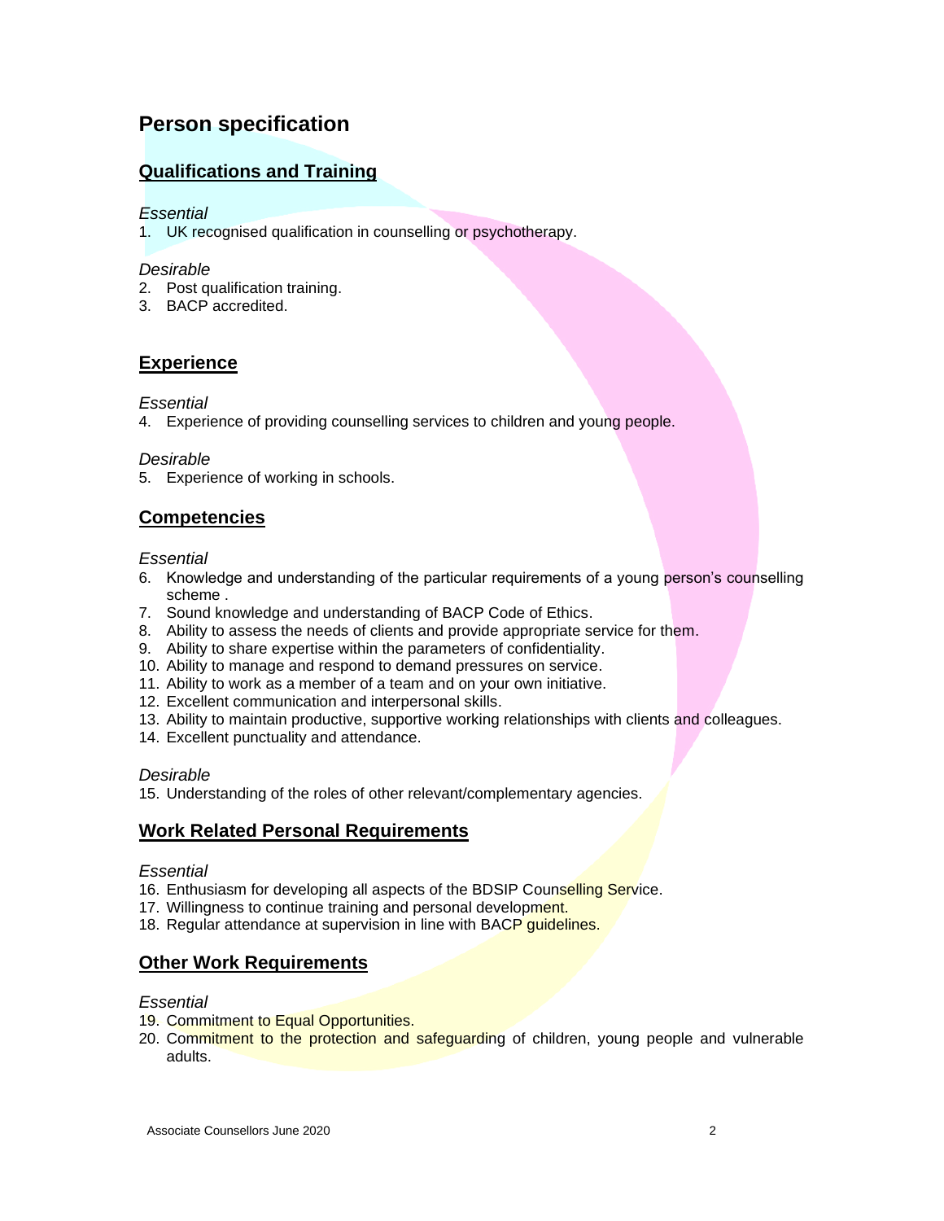# Person specification

## Qualifications and Training

*Essential*

1. UK recognised qualification in counselling or psychotherapy.

*Desirable*

2. Post qualification training.
3. BACP accredited.

## Experience

*Essential*

4. Experience of providing counselling services to children and young people.

*Desirable*

5. Experience of working in schools.

## Competencies

*Essential*

6. Knowledge and understanding of the particular requirements of a young person's counselling scheme .
7. Sound knowledge and understanding of BACP Code of Ethics.
8. Ability to assess the needs of clients and provide appropriate service for them.
9. Ability to share expertise within the parameters of confidentiality.
10. Ability to manage and respond to demand pressures on service.
11. Ability to work as a member of a team and on your own initiative.
12. Excellent communication and interpersonal skills.
13. Ability to maintain productive, supportive working relationships with clients and colleagues.
14. Excellent punctuality and attendance.

*Desirable*

15. Understanding of the roles of other relevant/complementary agencies.

## Work Related Personal Requirements

*Essential*

16. Enthusiasm for developing all aspects of the BDSIP Counselling Service.
17. Willingness to continue training and personal development.
18. Regular attendance at supervision in line with BACP guidelines.

## Other Work Requirements

*Essential*

19. Commitment to Equal Opportunities.
20. Commitment to the protection and safeguarding of children, young people and vulnerable adults.